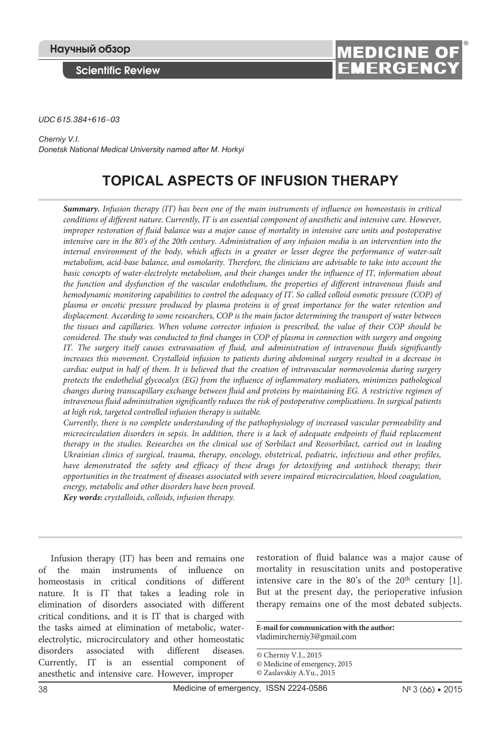UDC 615.384+616–03

*Cherniy V.I.*
*Donetsk National Medical University named after M. Horkyi*

# TOPICAL ASPECTS OF INFUSION THERAPY

***Summary.*** *Infusion therapy (IT) has been one of the main instruments of influence on homeostasis in critical conditions of different nature. Currently, IT is an essential component of anesthetic and intensive care. However, improper restoration of fluid balance was a major cause of mortality in intensive care units and postoperative intensive care in the 80's of the 20th century. Administration of any infusion media is an intervention into the internal environment of the body, which affects in a greater or lesser degree the performance of water-salt metabolism, acid-base balance, and osmolarity. Therefore, the clinicians are advisable to take into account the basic concepts of water-electrolyte metabolism, and their changes under the influence of IT, information about the function and dysfunction of the vascular endothelium, the properties of different intravenous fluids and hemodynamic monitoring capabilities to control the adequacy of IT. So called colloid osmotic pressure (COP) of plasma or oncotic pressure produced by plasma proteins is of great importance for the water retention and displacement. According to some researchers, COP is the main factor determining the transport of water between the tissues and capillaries. When volume corrector infusion is prescribed, the value of their COP should be considered. The study was conducted to find changes in COP of plasma in connection with surgery and ongoing IT. The surgery itself causes extravasation of fluid, and administration of intravenous fluids significantly increases this movement. Crystalloid infusion to patients during abdominal surgery resulted in a decrease in cardiac output in half of them. It is believed that the creation of intravascular normovolemia during surgery protects the endothelial glycocalyx (EG) from the influence of inflammatory mediators, minimizes pathological changes during transcapillary exchange between fluid and proteins by maintaining EG. A restrictive regimen of intravenous fluid administration significantly reduces the risk of postoperative complications. In surgical patients at high risk, targeted controlled infusion therapy is suitable.*

*Currently, there is no complete understanding of the pathophysiology of increased vascular permeability and microcirculation disorders in sepsis. In addition, there is a lack of adequate endpoints of fluid replacement therapy in the studies. Researches on the clinical use of Sorbilact and Reosorbilact, carried out in leading Ukrainian clinics of surgical, trauma, therapy, oncology, obstetrical, pediatric, infectious and other profiles, have demonstrated the safety and efficacy of these drugs for detoxifying and antishock therapy; their opportunities in the treatment of diseases associated with severe impaired microcirculation, blood coagulation, energy, metabolic and other disorders have been proved.*

***Key words:*** *crystalloids, colloids, infusion therapy.*

Infusion therapy (IT) has been and remains one of the main instruments of influence on homeostasis in critical conditions of different nature. It is IT that takes a leading role in elimination of disorders associated with different critical conditions, and it is IT that is charged with the tasks aimed at elimination of metabolic, water-electrolytic, microcirculatory and other homeostatic disorders associated with different diseases. Currently, IT is an essential component of anesthetic and intensive care. However, improper restoration of fluid balance was a major cause of mortality in resuscitation units and postoperative intensive care in the 80's of the 20th century [1]. But at the present day, the perioperative infusion therapy remains one of the most debated subjects.

**E-mail for communication with the author:**
vladimircherniy3@gmail.com

© Cherniy V.I., 2015
© Medicine of emergency, 2015
© Zaslavskiy A.Yu., 2015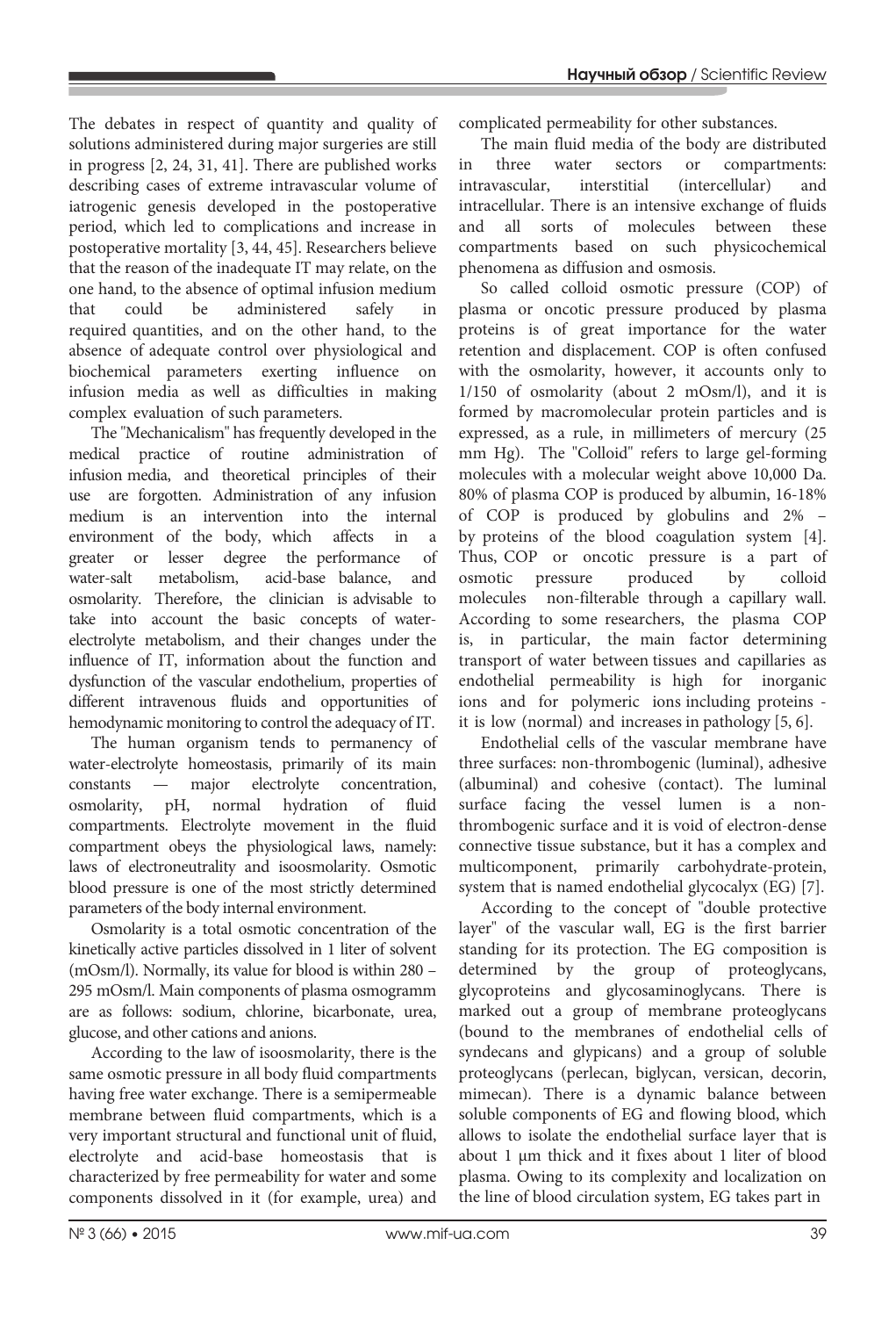The debates in respect of quantity and quality of solutions administered during major surgeries are still in progress [2, 24, 31, 41]. There are published works describing cases of extreme intravascular volume of iatrogenic genesis developed in the postoperative period, which led to complications and increase in postoperative mortality [3, 44, 45]. Researchers believe that the reason of the inadequate IT may relate, on the one hand, to the absence of optimal infusion medium that could be administered safely in required quantities, and on the other hand, to the absence of adequate control over physiological and biochemical parameters exerting influence on infusion media as well as difficulties in making complex evaluation of such parameters.

The "Mechanicalism" has frequently developed in the medical practice of routine administration of infusion media, and theoretical principles of their use are forgotten. Administration of any infusion medium is an intervention into the internal environment of the body, which affects in a greater or lesser degree the performance of water-salt metabolism, acid-base balance, and osmolarity. Therefore, the clinician is advisable to take into account the basic concepts of water-electrolyte metabolism, and their changes under the influence of IT, information about the function and dysfunction of the vascular endothelium, properties of different intravenous fluids and opportunities of hemodynamic monitoring to control the adequacy of IT.

The human organism tends to permanency of water-electrolyte homeostasis, primarily of its main constants — major electrolyte concentration, osmolarity, pH, normal hydration of fluid compartments. Electrolyte movement in the fluid compartment obeys the physiological laws, namely: laws of electroneutrality and isoosmolarity. Osmotic blood pressure is one of the most strictly determined parameters of the body internal environment.

Osmolarity is a total osmotic concentration of the kinetically active particles dissolved in 1 liter of solvent (mOsm/l). Normally, its value for blood is within 280 – 295 mOsm/l. Main components of plasma osmogramm are as follows: sodium, chlorine, bicarbonate, urea, glucose, and other cations and anions.

According to the law of isoosmolarity, there is the same osmotic pressure in all body fluid compartments having free water exchange. There is a semipermeable membrane between fluid compartments, which is a very important structural and functional unit of fluid, electrolyte and acid-base homeostasis that is characterized by free permeability for water and some components dissolved in it (for example, urea) and complicated permeability for other substances.

The main fluid media of the body are distributed in three water sectors or compartments: intravascular, interstitial (intercellular) and intracellular. There is an intensive exchange of fluids and all sorts of molecules between these compartments based on such physicochemical phenomena as diffusion and osmosis.

So called colloid osmotic pressure (COP) of plasma or oncotic pressure produced by plasma proteins is of great importance for the water retention and displacement. COP is often confused with the osmolarity, however, it accounts only to 1/150 of osmolarity (about 2 mOsm/l), and it is formed by macromolecular protein particles and is expressed, as a rule, in millimeters of mercury (25 mm Hg). The "Colloid" refers to large gel-forming molecules with a molecular weight above 10,000 Da. 80% of plasma COP is produced by albumin, 16-18% of COP is produced by globulins and 2% – by proteins of the blood coagulation system [4]. Thus, COP or oncotic pressure is a part of osmotic pressure produced by colloid molecules non-filterable through a capillary wall. According to some researchers, the plasma COP is, in particular, the main factor determining transport of water between tissues and capillaries as endothelial permeability is high for inorganic ions and for polymeric ions including proteins - it is low (normal) and increases in pathology [5, 6].

Endothelial cells of the vascular membrane have three surfaces: non-thrombogenic (luminal), adhesive (albuminal) and cohesive (contact). The luminal surface facing the vessel lumen is a non-thrombogenic surface and it is void of electron-dense connective tissue substance, but it has a complex and multicomponent, primarily carbohydrate-protein, system that is named endothelial glycocalyx (EG) [7].

According to the concept of "double protective layer" of the vascular wall, EG is the first barrier standing for its protection. The EG composition is determined by the group of proteoglycans, glycoproteins and glycosaminoglycans. There is marked out a group of membrane proteoglycans (bound to the membranes of endothelial cells of syndecans and glypicans) and a group of soluble proteoglycans (perlecan, biglycan, versican, decorin, mimecan). There is a dynamic balance between soluble components of EG and flowing blood, which allows to isolate the endothelial surface layer that is about 1 μm thick and it fixes about 1 liter of blood plasma. Owing to its complexity and localization on the line of blood circulation system, EG takes part in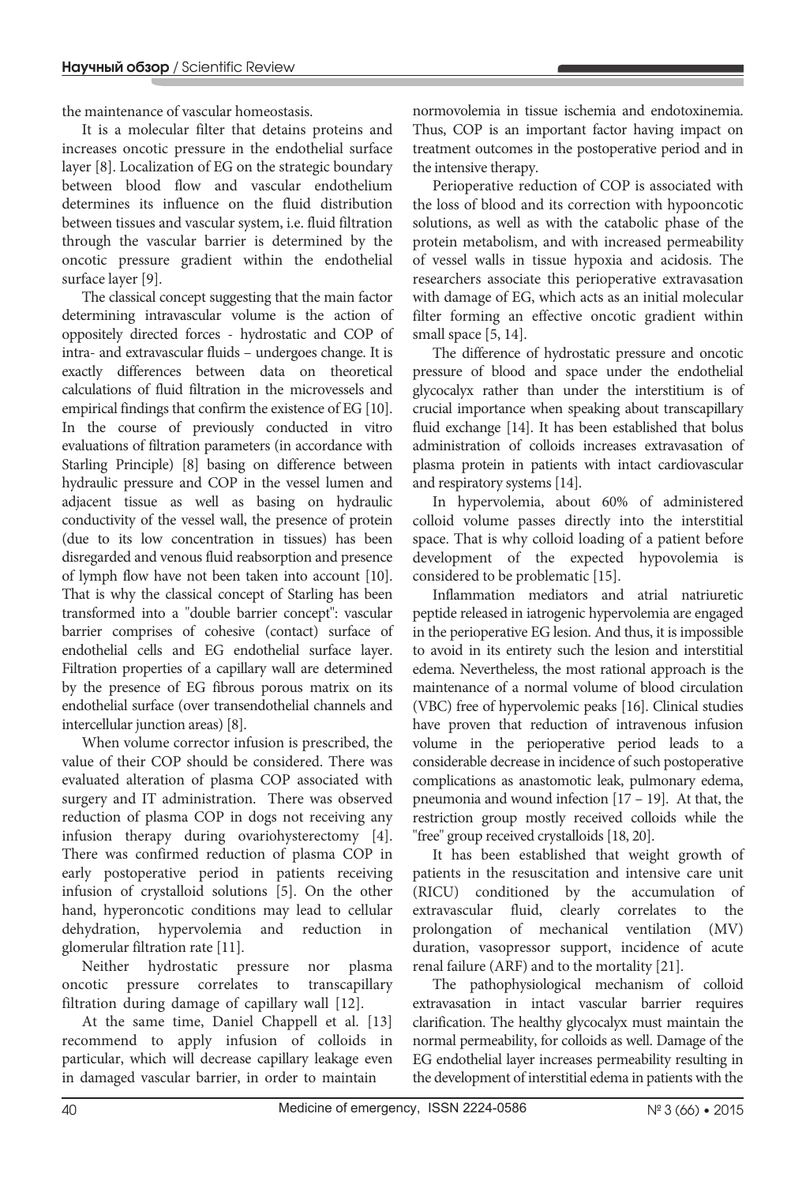the maintenance of vascular homeostasis.

It is a molecular filter that detains proteins and increases oncotic pressure in the endothelial surface layer [8]. Localization of EG on the strategic boundary between blood flow and vascular endothelium determines its influence on the fluid distribution between tissues and vascular system, i.e. fluid filtration through the vascular barrier is determined by the oncotic pressure gradient within the endothelial surface layer [9].

The classical concept suggesting that the main factor determining intravascular volume is the action of oppositely directed forces - hydrostatic and COP of intra- and extravascular fluids – undergoes change. It is exactly differences between data on theoretical calculations of fluid filtration in the microvessels and empirical findings that confirm the existence of EG [10]. In the course of previously conducted in vitro evaluations of filtration parameters (in accordance with Starling Principle) [8] basing on difference between hydraulic pressure and COP in the vessel lumen and adjacent tissue as well as basing on hydraulic conductivity of the vessel wall, the presence of protein (due to its low concentration in tissues) has been disregarded and venous fluid reabsorption and presence of lymph flow have not been taken into account [10]. That is why the classical concept of Starling has been transformed into a "double barrier concept": vascular barrier comprises of cohesive (contact) surface of endothelial cells and EG endothelial surface layer. Filtration properties of a capillary wall are determined by the presence of EG fibrous porous matrix on its endothelial surface (over transendothelial channels and intercellular junction areas) [8].

When volume corrector infusion is prescribed, the value of their COP should be considered. There was evaluated alteration of plasma COP associated with surgery and IT administration. There was observed reduction of plasma COP in dogs not receiving any infusion therapy during ovariohysterectomy [4]. There was confirmed reduction of plasma COP in early postoperative period in patients receiving infusion of crystalloid solutions [5]. On the other hand, hyperoncotic conditions may lead to cellular dehydration, hypervolemia and reduction in glomerular filtration rate [11].

Neither hydrostatic pressure nor plasma oncotic pressure correlates to transcapillary filtration during damage of capillary wall [12].

At the same time, Daniel Chappell et al. [13] recommend to apply infusion of colloids in particular, which will decrease capillary leakage even in damaged vascular barrier, in order to maintain normovolemia in tissue ischemia and endotoxinemia. Thus, COP is an important factor having impact on treatment outcomes in the postoperative period and in the intensive therapy.

Perioperative reduction of COP is associated with the loss of blood and its correction with hypooncotic solutions, as well as with the catabolic phase of the protein metabolism, and with increased permeability of vessel walls in tissue hypoxia and acidosis. The researchers associate this perioperative extravasation with damage of EG, which acts as an initial molecular filter forming an effective oncotic gradient within small space [5, 14].

The difference of hydrostatic pressure and oncotic pressure of blood and space under the endothelial glycocalyx rather than under the interstitium is of crucial importance when speaking about transcapillary fluid exchange [14]. It has been established that bolus administration of colloids increases extravasation of plasma protein in patients with intact cardiovascular and respiratory systems [14].

In hypervolemia, about 60% of administered colloid volume passes directly into the interstitial space. That is why colloid loading of a patient before development of the expected hypovolemia is considered to be problematic [15].

Inflammation mediators and atrial natriuretic peptide released in iatrogenic hypervolemia are engaged in the perioperative EG lesion. And thus, it is impossible to avoid in its entirety such the lesion and interstitial edema. Nevertheless, the most rational approach is the maintenance of a normal volume of blood circulation (VBC) free of hypervolemic peaks [16]. Clinical studies have proven that reduction of intravenous infusion volume in the perioperative period leads to a considerable decrease in incidence of such postoperative complications as anastomotic leak, pulmonary edema, pneumonia and wound infection [17 – 19]. At that, the restriction group mostly received colloids while the "free" group received crystalloids [18, 20].

It has been established that weight growth of patients in the resuscitation and intensive care unit (RICU) conditioned by the accumulation of extravascular fluid, clearly correlates to the prolongation of mechanical ventilation (MV) duration, vasopressor support, incidence of acute renal failure (ARF) and to the mortality [21].

The pathophysiological mechanism of colloid extravasation in intact vascular barrier requires clarification. The healthy glycocalyx must maintain the normal permeability, for colloids as well. Damage of the EG endothelial layer increases permeability resulting in the development of interstitial edema in patients with the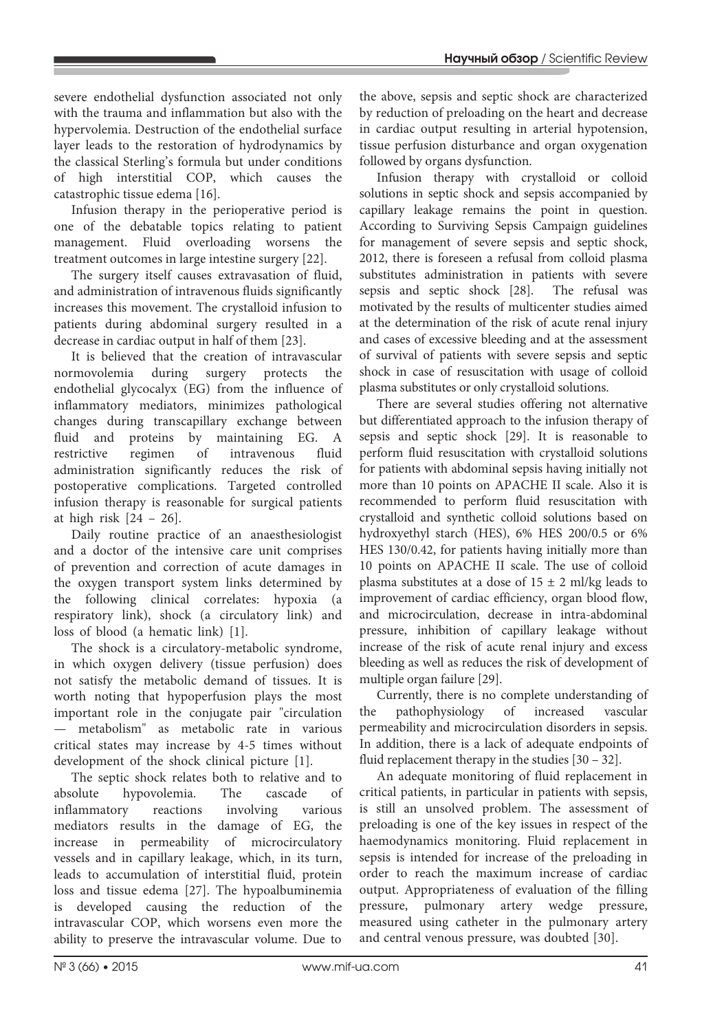severe endothelial dysfunction associated not only with the trauma and inflammation but also with the hypervolemia. Destruction of the endothelial surface layer leads to the restoration of hydrodynamics by the classical Sterling's formula but under conditions of high interstitial COP, which causes the catastrophic tissue edema [16].

Infusion therapy in the perioperative period is one of the debatable topics relating to patient management. Fluid overloading worsens the treatment outcomes in large intestine surgery [22].

The surgery itself causes extravasation of fluid, and administration of intravenous fluids significantly increases this movement. The crystalloid infusion to patients during abdominal surgery resulted in a decrease in cardiac output in half of them [23].

It is believed that the creation of intravascular normovolemia during surgery protects the endothelial glycocalyx (EG) from the influence of inflammatory mediators, minimizes pathological changes during transcapillary exchange between fluid and proteins by maintaining EG. A restrictive regimen of intravenous fluid administration significantly reduces the risk of postoperative complications. Targeted controlled infusion therapy is reasonable for surgical patients at high risk [24 – 26].

Daily routine practice of an anaesthesiologist and a doctor of the intensive care unit comprises of prevention and correction of acute damages in the oxygen transport system links determined by the following clinical correlates: hypoxia (a respiratory link), shock (a circulatory link) and loss of blood (a hematic link) [1].

The shock is a circulatory-metabolic syndrome, in which oxygen delivery (tissue perfusion) does not satisfy the metabolic demand of tissues. It is worth noting that hypoperfusion plays the most important role in the conjugate pair "circulation — metabolism" as metabolic rate in various critical states may increase by 4-5 times without development of the shock clinical picture [1].

The septic shock relates both to relative and to absolute hypovolemia. The cascade of inflammatory reactions involving various mediators results in the damage of EG, the increase in permeability of microcirculatory vessels and in capillary leakage, which, in its turn, leads to accumulation of interstitial fluid, protein loss and tissue edema [27]. The hypoalbuminemia is developed causing the reduction of the intravascular COP, which worsens even more the ability to preserve the intravascular volume. Due to the above, sepsis and septic shock are characterized by reduction of preloading on the heart and decrease in cardiac output resulting in arterial hypotension, tissue perfusion disturbance and organ oxygenation followed by organs dysfunction.

Infusion therapy with crystalloid or colloid solutions in septic shock and sepsis accompanied by capillary leakage remains the point in question. According to Surviving Sepsis Campaign guidelines for management of severe sepsis and septic shock, 2012, there is foreseen a refusal from colloid plasma substitutes administration in patients with severe sepsis and septic shock [28]. The refusal was motivated by the results of multicenter studies aimed at the determination of the risk of acute renal injury and cases of excessive bleeding and at the assessment of survival of patients with severe sepsis and septic shock in case of resuscitation with usage of colloid plasma substitutes or only crystalloid solutions.

There are several studies offering not alternative but differentiated approach to the infusion therapy of sepsis and septic shock [29]. It is reasonable to perform fluid resuscitation with crystalloid solutions for patients with abdominal sepsis having initially not more than 10 points on APACHE II scale. Also it is recommended to perform fluid resuscitation with crystalloid and synthetic colloid solutions based on hydroxyethyl starch (HES), 6% HES 200/0.5 or 6% HES 130/0.42, for patients having initially more than 10 points on APACHE II scale. The use of colloid plasma substitutes at a dose of $15 \pm 2$ ml/kg leads to improvement of cardiac efficiency, organ blood flow, and microcirculation, decrease in intra-abdominal pressure, inhibition of capillary leakage without increase of the risk of acute renal injury and excess bleeding as well as reduces the risk of development of multiple organ failure [29].

Currently, there is no complete understanding of the pathophysiology of increased vascular permeability and microcirculation disorders in sepsis. In addition, there is a lack of adequate endpoints of fluid replacement therapy in the studies [30 – 32].

An adequate monitoring of fluid replacement in critical patients, in particular in patients with sepsis, is still an unsolved problem. The assessment of preloading is one of the key issues in respect of the haemodynamics monitoring. Fluid replacement in sepsis is intended for increase of the preloading in order to reach the maximum increase of cardiac output. Appropriateness of evaluation of the filling pressure, pulmonary artery wedge pressure, measured using catheter in the pulmonary artery and central venous pressure, was doubted [30].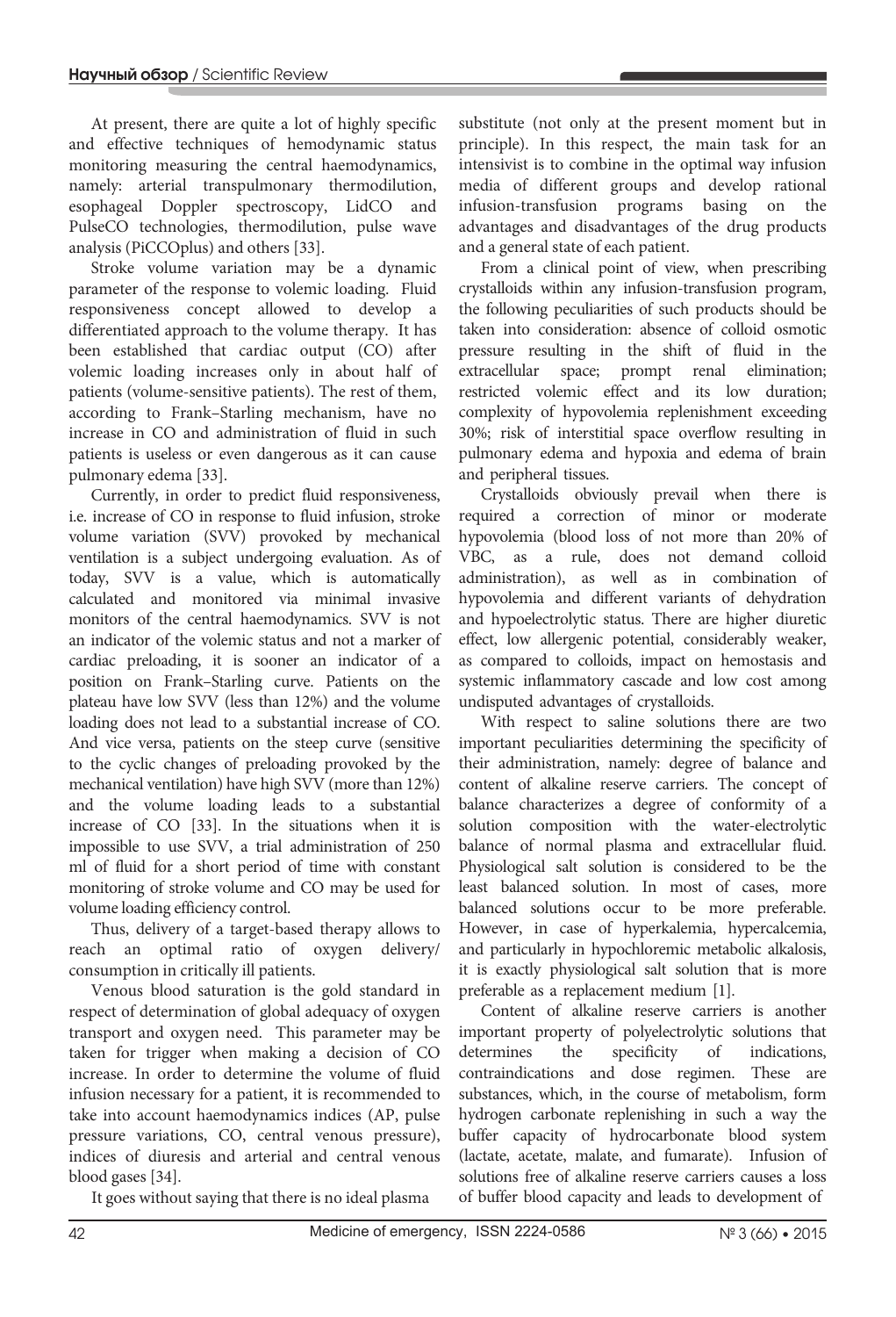At present, there are quite a lot of highly specific and effective techniques of hemodynamic status monitoring measuring the central haemodynamics, namely: arterial transpulmonary thermodilution, esophageal Doppler spectroscopy, LidCO and PulseCO technologies, thermodilution, pulse wave analysis (PiCCOplus) and others [33].

Stroke volume variation may be a dynamic parameter of the response to volemic loading. Fluid responsiveness concept allowed to develop a differentiated approach to the volume therapy. It has been established that cardiac output (CO) after volemic loading increases only in about half of patients (volume-sensitive patients). The rest of them, according to Frank–Starling mechanism, have no increase in CO and administration of fluid in such patients is useless or even dangerous as it can cause pulmonary edema [33].

Currently, in order to predict fluid responsiveness, i.e. increase of CO in response to fluid infusion, stroke volume variation (SVV) provoked by mechanical ventilation is a subject undergoing evaluation. As of today, SVV is a value, which is automatically calculated and monitored via minimal invasive monitors of the central haemodynamics. SVV is not an indicator of the volemic status and not a marker of cardiac preloading, it is sooner an indicator of a position on Frank–Starling curve. Patients on the plateau have low SVV (less than 12%) and the volume loading does not lead to a substantial increase of CO. And vice versa, patients on the steep curve (sensitive to the cyclic changes of preloading provoked by the mechanical ventilation) have high SVV (more than 12%) and the volume loading leads to a substantial increase of CO [33]. In the situations when it is impossible to use SVV, a trial administration of 250 ml of fluid for a short period of time with constant monitoring of stroke volume and CO may be used for volume loading efficiency control.

Thus, delivery of a target-based therapy allows to reach an optimal ratio of oxygen delivery/consumption in critically ill patients.

Venous blood saturation is the gold standard in respect of determination of global adequacy of oxygen transport and oxygen need. This parameter may be taken for trigger when making a decision of CO increase. In order to determine the volume of fluid infusion necessary for a patient, it is recommended to take into account haemodynamics indices (AP, pulse pressure variations, CO, central venous pressure), indices of diuresis and arterial and central venous blood gases [34].

It goes without saying that there is no ideal plasma substitute (not only at the present moment but in principle). In this respect, the main task for an intensivist is to combine in the optimal way infusion media of different groups and develop rational infusion-transfusion programs basing on the advantages and disadvantages of the drug products and a general state of each patient.

From a clinical point of view, when prescribing crystalloids within any infusion-transfusion program, the following peculiarities of such products should be taken into consideration: absence of colloid osmotic pressure resulting in the shift of fluid in the extracellular space; prompt renal elimination; restricted volemic effect and its low duration; complexity of hypovolemia replenishment exceeding 30%; risk of interstitial space overflow resulting in pulmonary edema and hypoxia and edema of brain and peripheral tissues.

Crystalloids obviously prevail when there is required a correction of minor or moderate hypovolemia (blood loss of not more than 20% of VBC, as a rule, does not demand colloid administration), as well as in combination of hypovolemia and different variants of dehydration and hypoelectrolytic status. There are higher diuretic effect, low allergenic potential, considerably weaker, as compared to colloids, impact on hemostasis and systemic inflammatory cascade and low cost among undisputed advantages of crystalloids.

With respect to saline solutions there are two important peculiarities determining the specificity of their administration, namely: degree of balance and content of alkaline reserve carriers. The concept of balance characterizes a degree of conformity of a solution composition with the water-electrolytic balance of normal plasma and extracellular fluid. Physiological salt solution is considered to be the least balanced solution. In most of cases, more balanced solutions occur to be more preferable. However, in case of hyperkalemia, hypercalcemia, and particularly in hypochloremic metabolic alkalosis, it is exactly physiological salt solution that is more preferable as a replacement medium [1].

Content of alkaline reserve carriers is another important property of polyelectrolytic solutions that determines the specificity of indications, contraindications and dose regimen. These are substances, which, in the course of metabolism, form hydrogen carbonate replenishing in such a way the buffer capacity of hydrocarbonate blood system (lactate, acetate, malate, and fumarate). Infusion of solutions free of alkaline reserve carriers causes a loss of buffer blood capacity and leads to development of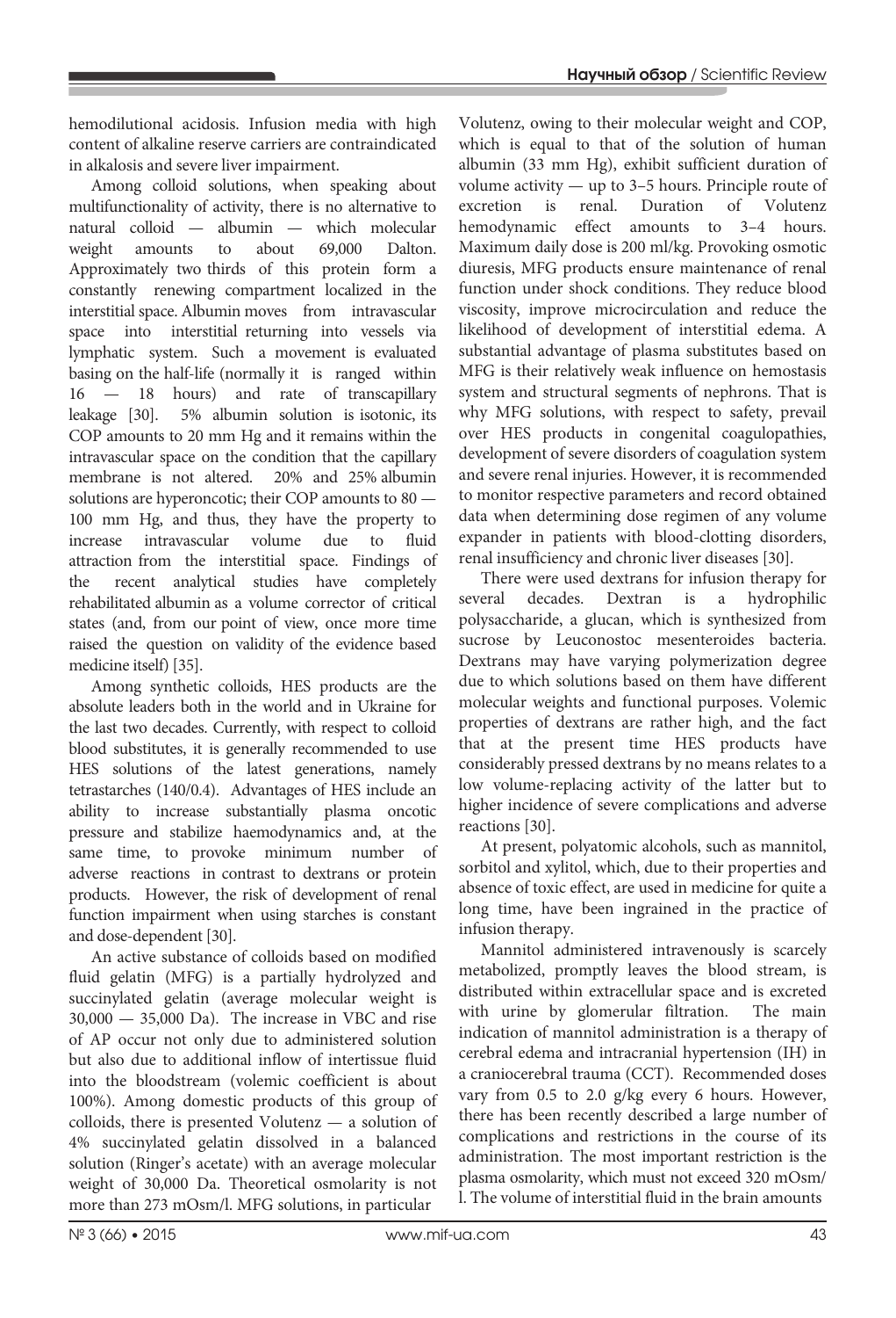hemodilutional acidosis. Infusion media with high content of alkaline reserve carriers are contraindicated in alkalosis and severe liver impairment.

Among colloid solutions, when speaking about multifunctionality of activity, there is no alternative to natural colloid — albumin — which molecular weight amounts to about 69,000 Dalton. Approximately two thirds of this protein form a constantly renewing compartment localized in the interstitial space. Albumin moves from intravascular space into interstitial returning into vessels via lymphatic system. Such a movement is evaluated basing on the half-life (normally it is ranged within 16 — 18 hours) and rate of transcapillary leakage [30]. 5% albumin solution is isotonic, its COP amounts to 20 mm Hg and it remains within the intravascular space on the condition that the capillary membrane is not altered. 20% and 25% albumin solutions are hyperoncotic; their COP amounts to 80 — 100 mm Hg, and thus, they have the property to increase intravascular volume due to fluid attraction from the interstitial space. Findings of the recent analytical studies have completely rehabilitated albumin as a volume corrector of critical states (and, from our point of view, once more time raised the question on validity of the evidence based medicine itself) [35].

Among synthetic colloids, HES products are the absolute leaders both in the world and in Ukraine for the last two decades. Currently, with respect to colloid blood substitutes, it is generally recommended to use HES solutions of the latest generations, namely tetrastarches (140/0.4). Advantages of HES include an ability to increase substantially plasma oncotic pressure and stabilize haemodynamics and, at the same time, to provoke minimum number of adverse reactions in contrast to dextrans or protein products. However, the risk of development of renal function impairment when using starches is constant and dose-dependent [30].

An active substance of colloids based on modified fluid gelatin (MFG) is a partially hydrolyzed and succinylated gelatin (average molecular weight is 30,000 — 35,000 Da). The increase in VBC and rise of AP occur not only due to administered solution but also due to additional inflow of intertissue fluid into the bloodstream (volemic coefficient is about 100%). Among domestic products of this group of colloids, there is presented Volutenz — a solution of 4% succinylated gelatin dissolved in a balanced solution (Ringer's acetate) with an average molecular weight of 30,000 Da. Theoretical osmolarity is not more than 273 mOsm/l. MFG solutions, in particular Volutenz, owing to their molecular weight and COP, which is equal to that of the solution of human albumin (33 mm Hg), exhibit sufficient duration of volume activity — up to 3–5 hours. Principle route of excretion is renal. Duration of Volutenz hemodynamic effect amounts to 3–4 hours. Maximum daily dose is 200 ml/kg. Provoking osmotic diuresis, MFG products ensure maintenance of renal function under shock conditions. They reduce blood viscosity, improve microcirculation and reduce the likelihood of development of interstitial edema. A substantial advantage of plasma substitutes based on MFG is their relatively weak influence on hemostasis system and structural segments of nephrons. That is why MFG solutions, with respect to safety, prevail over HES products in congenital coagulopathies, development of severe disorders of coagulation system and severe renal injuries. However, it is recommended to monitor respective parameters and record obtained data when determining dose regimen of any volume expander in patients with blood-clotting disorders, renal insufficiency and chronic liver diseases [30].

There were used dextrans for infusion therapy for several decades. Dextran is a hydrophilic polysaccharide, a glucan, which is synthesized from sucrose by Leuconostoc mesenteroides bacteria. Dextrans may have varying polymerization degree due to which solutions based on them have different molecular weights and functional purposes. Volemic properties of dextrans are rather high, and the fact that at the present time HES products have considerably pressed dextrans by no means relates to a low volume-replacing activity of the latter but to higher incidence of severe complications and adverse reactions [30].

At present, polyatomic alcohols, such as mannitol, sorbitol and xylitol, which, due to their properties and absence of toxic effect, are used in medicine for quite a long time, have been ingrained in the practice of infusion therapy.

Mannitol administered intravenously is scarcely metabolized, promptly leaves the blood stream, is distributed within extracellular space and is excreted with urine by glomerular filtration. The main indication of mannitol administration is a therapy of cerebral edema and intracranial hypertension (IH) in a craniocerebral trauma (CCT). Recommended doses vary from 0.5 to 2.0 g/kg every 6 hours. However, there has been recently described a large number of complications and restrictions in the course of its administration. The most important restriction is the plasma osmolarity, which must not exceed 320 mOsm/l. The volume of interstitial fluid in the brain amounts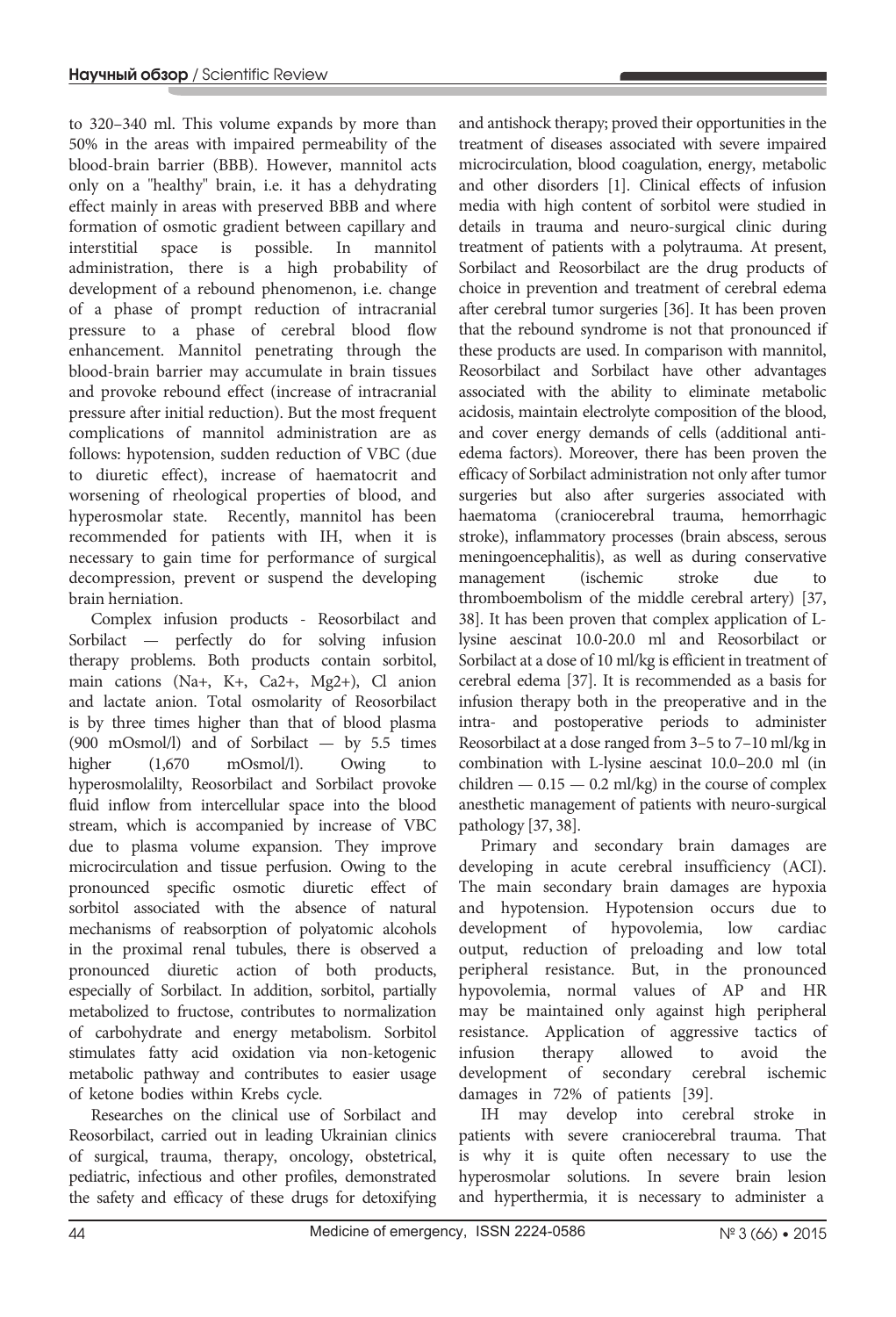to 320–340 ml. This volume expands by more than 50% in the areas with impaired permeability of the blood-brain barrier (BBB). However, mannitol acts only on a "healthy" brain, i.e. it has a dehydrating effect mainly in areas with preserved BBB and where formation of osmotic gradient between capillary and interstitial space is possible. In mannitol administration, there is a high probability of development of a rebound phenomenon, i.e. change of a phase of prompt reduction of intracranial pressure to a phase of cerebral blood flow enhancement. Mannitol penetrating through the blood-brain barrier may accumulate in brain tissues and provoke rebound effect (increase of intracranial pressure after initial reduction). But the most frequent complications of mannitol administration are as follows: hypotension, sudden reduction of VBC (due to diuretic effect), increase of haematocrit and worsening of rheological properties of blood, and hyperosmolar state. Recently, mannitol has been recommended for patients with IH, when it is necessary to gain time for performance of surgical decompression, prevent or suspend the developing brain herniation.

Complex infusion products - Reosorbilact and Sorbilact — perfectly do for solving infusion therapy problems. Both products contain sorbitol, main cations (Na+, K+, Ca2+, Mg2+), Cl anion and lactate anion. Total osmolarity of Reosorbilact is by three times higher than that of blood plasma (900 mOsmol/l) and of Sorbilact — by 5.5 times higher (1,670 mOsmol/l). Owing to hyperosmolalilty, Reosorbilact and Sorbilact provoke fluid inflow from intercellular space into the blood stream, which is accompanied by increase of VBC due to plasma volume expansion. They improve microcirculation and tissue perfusion. Owing to the pronounced specific osmotic diuretic effect of sorbitol associated with the absence of natural mechanisms of reabsorption of polyatomic alcohols in the proximal renal tubules, there is observed a pronounced diuretic action of both products, especially of Sorbilact. In addition, sorbitol, partially metabolized to fructose, contributes to normalization of carbohydrate and energy metabolism. Sorbitol stimulates fatty acid oxidation via non-ketogenic metabolic pathway and contributes to easier usage of ketone bodies within Krebs cycle.

Researches on the clinical use of Sorbilact and Reosorbilact, carried out in leading Ukrainian clinics of surgical, trauma, therapy, oncology, obstetrical, pediatric, infectious and other profiles, demonstrated the safety and efficacy of these drugs for detoxifying and antishock therapy; proved their opportunities in the treatment of diseases associated with severe impaired microcirculation, blood coagulation, energy, metabolic and other disorders [1]. Clinical effects of infusion media with high content of sorbitol were studied in details in trauma and neuro-surgical clinic during treatment of patients with a polytrauma. At present, Sorbilact and Reosorbilact are the drug products of choice in prevention and treatment of cerebral edema after cerebral tumor surgeries [36]. It has been proven that the rebound syndrome is not that pronounced if these products are used. In comparison with mannitol, Reosorbilact and Sorbilact have other advantages associated with the ability to eliminate metabolic acidosis, maintain electrolyte composition of the blood, and cover energy demands of cells (additional anti-edema factors). Moreover, there has been proven the efficacy of Sorbilact administration not only after tumor surgeries but also after surgeries associated with haematoma (craniocerebral trauma, hemorrhagic stroke), inflammatory processes (brain abscess, serous meningoencephalitis), as well as during conservative management (ischemic stroke due to thromboembolism of the middle cerebral artery) [37, 38]. It has been proven that complex application of L-lysine aescinat 10.0-20.0 ml and Reosorbilact or Sorbilact at a dose of 10 ml/kg is efficient in treatment of cerebral edema [37]. It is recommended as a basis for infusion therapy both in the preoperative and in the intra- and postoperative periods to administer Reosorbilact at a dose ranged from 3–5 to 7–10 ml/kg in combination with L-lysine aescinat 10.0–20.0 ml (in children — 0.15 — 0.2 ml/kg) in the course of complex anesthetic management of patients with neuro-surgical pathology [37, 38].

Primary and secondary brain damages are developing in acute cerebral insufficiency (ACI). The main secondary brain damages are hypoxia and hypotension. Hypotension occurs due to development of hypovolemia, low cardiac output, reduction of preloading and low total peripheral resistance. But, in the pronounced hypovolemia, normal values of AP and HR may be maintained only against high peripheral resistance. Application of aggressive tactics of infusion therapy allowed to avoid the development of secondary cerebral ischemic damages in 72% of patients [39].

IH may develop into cerebral stroke in patients with severe craniocerebral trauma. That is why it is quite often necessary to use the hyperosmolar solutions. In severe brain lesion and hyperthermia, it is necessary to administer a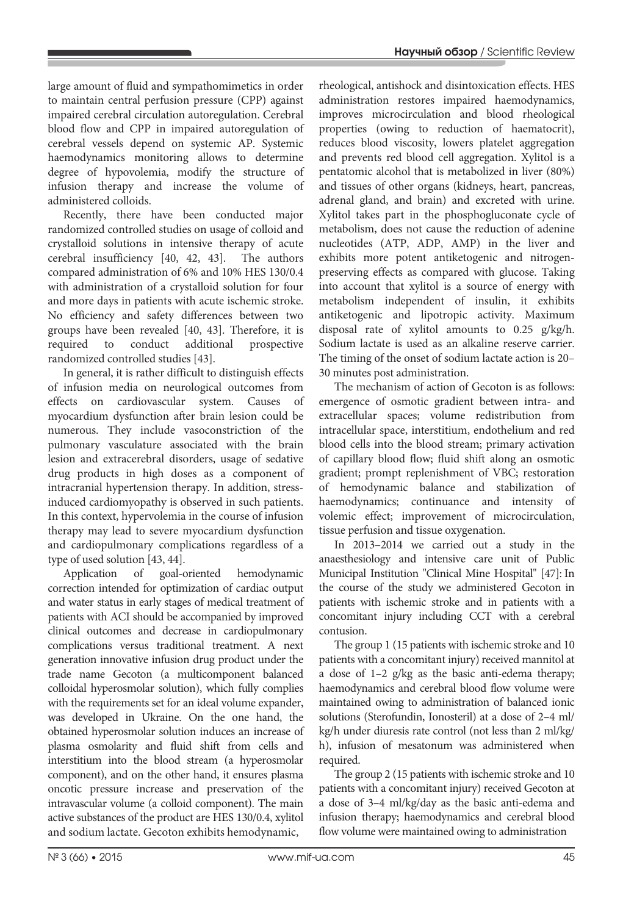large amount of fluid and sympathomimetics in order to maintain central perfusion pressure (CPP) against impaired cerebral circulation autoregulation. Cerebral blood flow and CPP in impaired autoregulation of cerebral vessels depend on systemic AP. Systemic haemodynamics monitoring allows to determine degree of hypovolemia, modify the structure of infusion therapy and increase the volume of administered colloids.

Recently, there have been conducted major randomized controlled studies on usage of colloid and crystalloid solutions in intensive therapy of acute cerebral insufficiency [40, 42, 43]. The authors compared administration of 6% and 10% HES 130/0.4 with administration of a crystalloid solution for four and more days in patients with acute ischemic stroke. No efficiency and safety differences between two groups have been revealed [40, 43]. Therefore, it is required to conduct additional prospective randomized controlled studies [43].

In general, it is rather difficult to distinguish effects of infusion media on neurological outcomes from effects on cardiovascular system. Causes of myocardium dysfunction after brain lesion could be numerous. They include vasoconstriction of the pulmonary vasculature associated with the brain lesion and extracerebral disorders, usage of sedative drug products in high doses as a component of intracranial hypertension therapy. In addition, stress-induced cardiomyopathy is observed in such patients. In this context, hypervolemia in the course of infusion therapy may lead to severe myocardium dysfunction and cardiopulmonary complications regardless of a type of used solution [43, 44].

Application of goal-oriented hemodynamic correction intended for optimization of cardiac output and water status in early stages of medical treatment of patients with ACI should be accompanied by improved clinical outcomes and decrease in cardiopulmonary complications versus traditional treatment. A next generation innovative infusion drug product under the trade name Gecoton (a multicomponent balanced colloidal hyperosmolar solution), which fully complies with the requirements set for an ideal volume expander, was developed in Ukraine. On the one hand, the obtained hyperosmolar solution induces an increase of plasma osmolarity and fluid shift from cells and interstitium into the blood stream (a hyperosmolar component), and on the other hand, it ensures plasma oncotic pressure increase and preservation of the intravascular volume (a colloid component). The main active substances of the product are HES 130/0.4, xylitol and sodium lactate. Gecoton exhibits hemodynamic, rheological, antishock and disintoxication effects. HES administration restores impaired haemodynamics, improves microcirculation and blood rheological properties (owing to reduction of haematocrit), reduces blood viscosity, lowers platelet aggregation and prevents red blood cell aggregation. Xylitol is a pentatomic alcohol that is metabolized in liver (80%) and tissues of other organs (kidneys, heart, pancreas, adrenal gland, and brain) and excreted with urine. Xylitol takes part in the phosphogluconate cycle of metabolism, does not cause the reduction of adenine nucleotides (ATP, ADP, AMP) in the liver and exhibits more potent antiketogenic and nitrogen-preserving effects as compared with glucose. Taking into account that xylitol is a source of energy with metabolism independent of insulin, it exhibits antiketogenic and lipotropic activity. Maximum disposal rate of xylitol amounts to 0.25 g/kg/h. Sodium lactate is used as an alkaline reserve carrier. The timing of the onset of sodium lactate action is 20–30 minutes post administration.

The mechanism of action of Gecoton is as follows: emergence of osmotic gradient between intra- and extracellular spaces; volume redistribution from intracellular space, interstitium, endothelium and red blood cells into the blood stream; primary activation of capillary blood flow; fluid shift along an osmotic gradient; prompt replenishment of VBC; restoration of hemodynamic balance and stabilization of haemodynamics; continuance and intensity of volemic effect; improvement of microcirculation, tissue perfusion and tissue oxygenation.

In 2013–2014 we carried out a study in the anaesthesiology and intensive care unit of Public Municipal Institution "Clinical Mine Hospital" [47]: In the course of the study we administered Gecoton in patients with ischemic stroke and in patients with a concomitant injury including CCT with a cerebral contusion.

The group 1 (15 patients with ischemic stroke and 10 patients with a concomitant injury) received mannitol at a dose of 1–2 g/kg as the basic anti-edema therapy; haemodynamics and cerebral blood flow volume were maintained owing to administration of balanced ionic solutions (Sterofundin, Ionosteril) at a dose of 2–4 ml/kg/h under diuresis rate control (not less than 2 ml/kg/h), infusion of mesatonum was administered when required.

The group 2 (15 patients with ischemic stroke and 10 patients with a concomitant injury) received Gecoton at a dose of 3–4 ml/kg/day as the basic anti-edema and infusion therapy; haemodynamics and cerebral blood flow volume were maintained owing to administration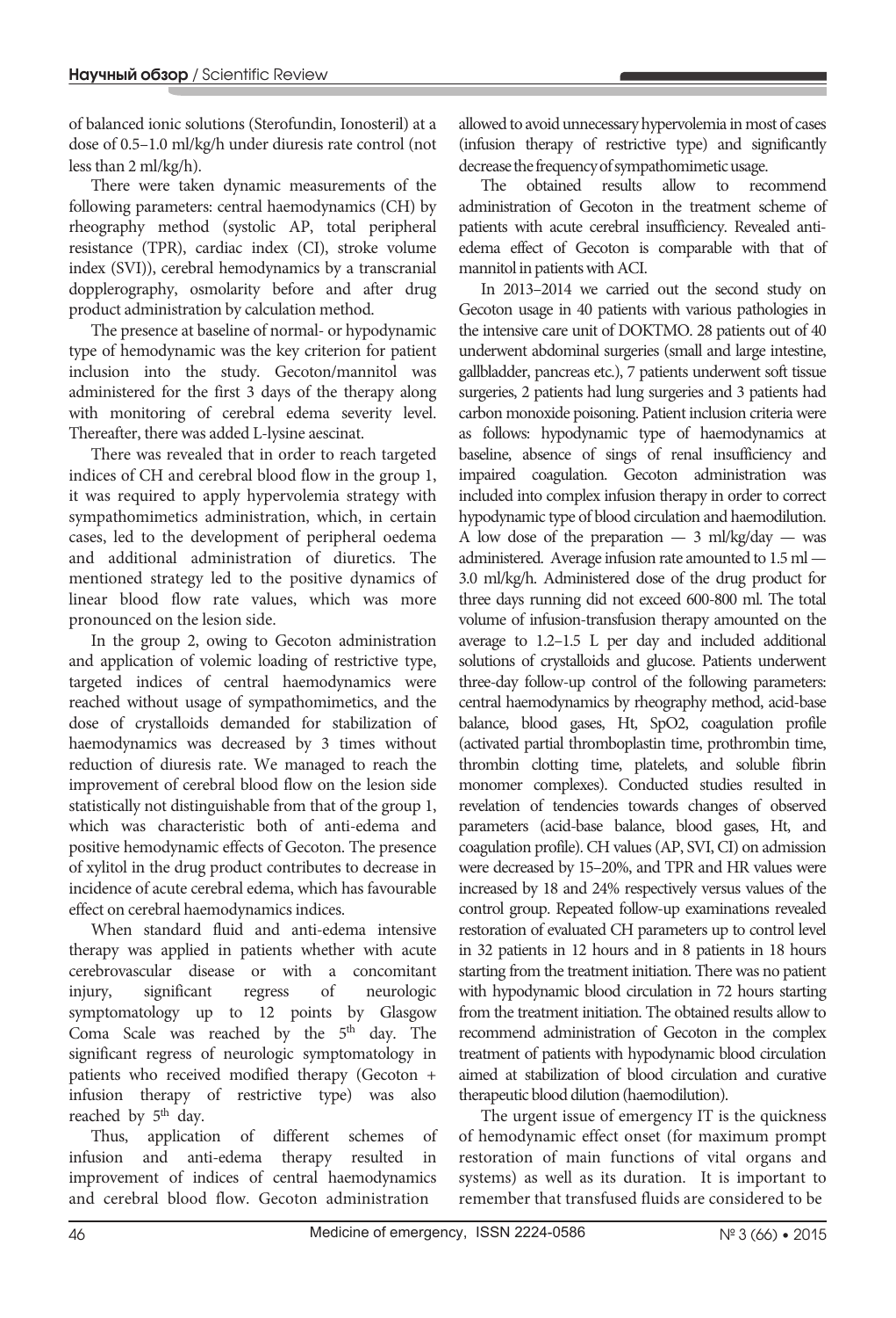of balanced ionic solutions (Sterofundin, Ionosteril) at a dose of 0.5–1.0 ml/kg/h under diuresis rate control (not less than 2 ml/kg/h).

There were taken dynamic measurements of the following parameters: central haemodynamics (CH) by rheography method (systolic AP, total peripheral resistance (TPR), cardiac index (CI), stroke volume index (SVI)), cerebral hemodynamics by a transcranial dopplerography, osmolarity before and after drug product administration by calculation method.

The presence at baseline of normal- or hypodynamic type of hemodynamic was the key criterion for patient inclusion into the study. Gecoton/mannitol was administered for the first 3 days of the therapy along with monitoring of cerebral edema severity level. Thereafter, there was added L-lysine aescinat.

There was revealed that in order to reach targeted indices of CH and cerebral blood flow in the group 1, it was required to apply hypervolemia strategy with sympathomimetics administration, which, in certain cases, led to the development of peripheral oedema and additional administration of diuretics. The mentioned strategy led to the positive dynamics of linear blood flow rate values, which was more pronounced on the lesion side.

In the group 2, owing to Gecoton administration and application of volemic loading of restrictive type, targeted indices of central haemodynamics were reached without usage of sympathomimetics, and the dose of crystalloids demanded for stabilization of haemodynamics was decreased by 3 times without reduction of diuresis rate. We managed to reach the improvement of cerebral blood flow on the lesion side statistically not distinguishable from that of the group 1, which was characteristic both of anti-edema and positive hemodynamic effects of Gecoton. The presence of xylitol in the drug product contributes to decrease in incidence of acute cerebral edema, which has favourable effect on cerebral haemodynamics indices.

When standard fluid and anti-edema intensive therapy was applied in patients whether with acute cerebrovascular disease or with a concomitant injury, significant regress of neurologic symptomatology up to 12 points by Glasgow Coma Scale was reached by the 5th day. The significant regress of neurologic symptomatology in patients who received modified therapy (Gecoton + infusion therapy of restrictive type) was also reached by 5th day.

Thus, application of different schemes of infusion and anti-edema therapy resulted in improvement of indices of central haemodynamics and cerebral blood flow. Gecoton administration allowed to avoid unnecessary hypervolemia in most of cases (infusion therapy of restrictive type) and significantly decrease the frequency of sympathomimetic usage.

The obtained results allow to recommend administration of Gecoton in the treatment scheme of patients with acute cerebral insufficiency. Revealed anti-edema effect of Gecoton is comparable with that of mannitol in patients with ACI.

In 2013–2014 we carried out the second study on Gecoton usage in 40 patients with various pathologies in the intensive care unit of DOKTMO. 28 patients out of 40 underwent abdominal surgeries (small and large intestine, gallbladder, pancreas etc.), 7 patients underwent soft tissue surgeries, 2 patients had lung surgeries and 3 patients had carbon monoxide poisoning. Patient inclusion criteria were as follows: hypodynamic type of haemodynamics at baseline, absence of sings of renal insufficiency and impaired coagulation. Gecoton administration was included into complex infusion therapy in order to correct hypodynamic type of blood circulation and haemodilution. A low dose of the preparation — 3 ml/kg/day — was administered. Average infusion rate amounted to 1.5 ml — 3.0 ml/kg/h. Administered dose of the drug product for three days running did not exceed 600-800 ml. The total volume of infusion-transfusion therapy amounted on the average to 1.2–1.5 L per day and included additional solutions of crystalloids and glucose. Patients underwent three-day follow-up control of the following parameters: central haemodynamics by rheography method, acid-base balance, blood gases, Ht, SpO2, coagulation profile (activated partial thromboplastin time, prothrombin time, thrombin clotting time, platelets, and soluble fibrin monomer complexes). Conducted studies resulted in revelation of tendencies towards changes of observed parameters (acid-base balance, blood gases, Ht, and coagulation profile). CH values (AP, SVI, CI) on admission were decreased by 15–20%, and TPR and HR values were increased by 18 and 24% respectively versus values of the control group. Repeated follow-up examinations revealed restoration of evaluated CH parameters up to control level in 32 patients in 12 hours and in 8 patients in 18 hours starting from the treatment initiation. There was no patient with hypodynamic blood circulation in 72 hours starting from the treatment initiation. The obtained results allow to recommend administration of Gecoton in the complex treatment of patients with hypodynamic blood circulation aimed at stabilization of blood circulation and curative therapeutic blood dilution (haemodilution).

The urgent issue of emergency IT is the quickness of hemodynamic effect onset (for maximum prompt restoration of main functions of vital organs and systems) as well as its duration. It is important to remember that transfused fluids are considered to be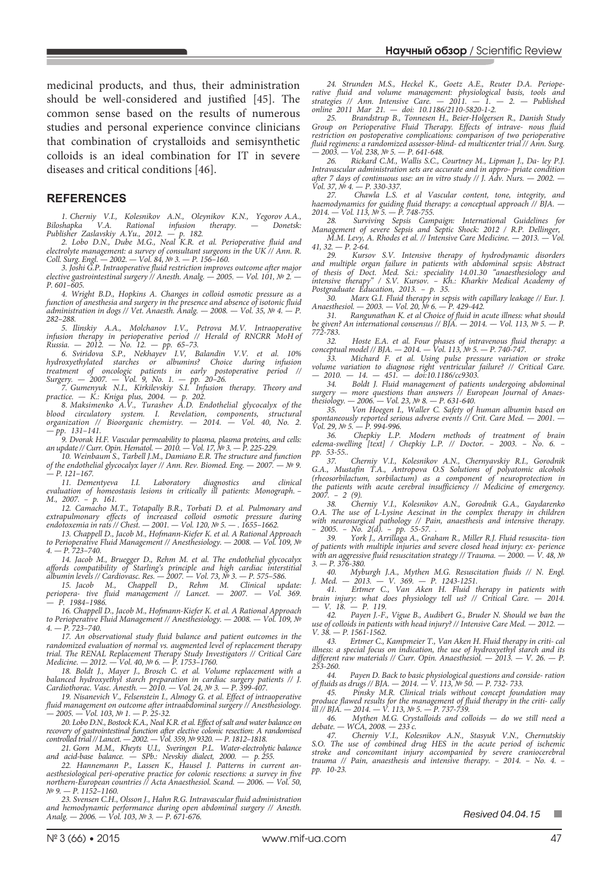medicinal products, and thus, their administration should be well-considered and justified [45]. The common sense based on the results of numerous studies and personal experience convince clinicians that combination of crystalloids and semisynthetic colloids is an ideal combination for IT in severe diseases and critical conditions [46].

## REFERENCES

*1. Cherniy V.I., Kolesnikov A.N., Oleynikov K.N., Yegorov A.A., Biloshapka V.A. Rational infusion therapy. — Donetsk: Publisher Zaslavskiy A.Yu., 2012. — p. 182.*

*2. Lobo D.N., Dube M.G., Neal K.R. et al. Perioperative fluid and electrolyte management: a survey of consultant surgeons in the UK // Ann. R. Coll. Surg. Engl. — 2002. — Vol. 84, № 3. — P. 156–160.*

*3. Joshi G.P. Intraoperative fluid restriction improves outcome after major elective gastrointestinal surgery // Anesth. Analg. — 2005. — Vol. 101, № 2. — P. 601–605.*

*4. Wright B.D., Hopkins A. Changes in colloid osmotic pressure as a function of anesthesia and surgery in the presence and absence of isotonic fluid administration in dogs // Vet. Anaesth. Analg. — 2008. — Vol. 35, № 4. — P. 282–288.*

*5. Ilinskiy A.A., Molchanov I.V., Petrova M.V. Intraoperative infusion therapy in perioperative period // Herald of RNCRR MoH of Russia. — 2012. — No. 12. — pp. 65–73.*

*6. Sviridova S.P., Nekhayev I.V, Balandin V.V. et al. 10% hydroxyethylated starches or albumins? Choice during infusion treatment of oncologic patients in early postoperative period // Surgery. — 2007. — Vol. 9, No. 1. — pp. 20–26.*

*7. Gumenyuk N.I., Kirkilevskiy S.I. Infusion therapy. Theory and practice. — K.: Kniga plus, 2004. — p. 202.*

*8. Maksimenko A.V., Turashev A.D. Endothelial glycocalyx of the blood circulatory system. I. Revelation, components, structural organization // Bioorganic chemistry. — 2014. — Vol. 40, No. 2. — pp. 131–141.*

*9. Dvorak H.F. Vascular permeability to plasma, plasma proteins, and cells: an update // Curr. Opin. Hematol. — 2010. — Vol. 17, № 3. — P. 225-229.*

*10. Weinbaum S., Tarbell J.M., Damiano E.R. The structure and function of the endothelial glycocalyx layer // Ann. Rev. Biomed. Eng. — 2007. — № 9. — P. 121–167.*

*11. Dementyeva I.I. Laboratory diagnostics and clinical evaluation of homeostasis lesions in critically ill patients: Monograph. – M., 2007. – p. 161.*

*12. Camacho M.T., Totapally B.R., Torbati D. et al. Pulmonary and extrapulmonary effects of increased colloid osmotic pressure during endotoxemia in rats // Chest. — 2001. — Vol. 120, № 5. — . 1655–1662.*

*13. Chappell D., Jacob M., Hofmann-Kiefer K. et al. A Rational Approach to Perioperative Fluid Management // Anesthesiology. — 2008. — Vol. 109, № 4. — P. 723–740.*

*14. Jacob M., Bruegger D., Rehm M. et al. The endothelial glycocalyx affords compatibility of Starling's principle and high cardiac interstitial albumin levels // Cardiovasc. Res. — 2007. — Vol. 73, № 3. — P. 575–586.*

*15. Jacob M., Chappell D., Rehm M. Clinical update: periopera- tive fluid management // Lancet. — 2007. — Vol. 369. — P. 1984–1986.*

*16. Chappell D., Jacob M., Hofmann-Kiefer K. et al. A Rational Approach to Perioperative Fluid Management // Anesthesiology. — 2008. — Vol. 109, № 4. — P. 723–740.*

*17. An observational study fluid balance and patient outcomes in the randomized evaluation of normal vs. augmented level of replacement therapy trial. The RENAL Replacement Therapy Study Investigators // Critical Care Medicine. — 2012. — Vol. 40, № 6. — P. 1753–1760.*

*18. Boldt J., Mayer J., Brosch C. et al. Volume replacement with a balanced hydroxyethyl starch preparation in cardiac surgery patients // J. Cardiothorac. Vasc. Anesth. — 2010. — Vol. 24, № 3. — P. 399-407.*

*19. Nisanevich V., Felsenstein I., Almogy G. et al. Effect of intraoperative fluid management on outcome after intraabdominal surgery // Anesthesiology. — 2005. — Vol. 103, № 1. — P. 25-32.*

*20. Lobo D.N., Bostock K.A., Neal K.R. et al. Effect of salt and water balance on recovery of gastrointestinal function after elective colonic resection: A randomised controlled trial // Lancet. — 2002. — Vol. 359, № 9320. — P. 1812–1818.*

*21. Gorn M.M., Kheyts U.I., Sveringen P.L. Water-electrolytic balance and acid-base balance. — SPb.: Nevskiy dialect, 2000. — p. 255.*

*22. Hannemann P., Lassen K., Hausel J. Patterns in current an- aesthesiological peri-operative practice for colonic resections: a survey in five northern-European countries // Acta Anaesthesiol. Scand. — 2006. — Vol. 50, № 9. — P. 1152–1160.*

*23. Svensen C.H., Olsson J., Hahn R.G. Intravascular fluid administration and hemodynamic performance during open abdominal surgery // Anesth. Analg. — 2006. — Vol. 103, № 3. — P. 671-676.*

*24. Strunden M.S., Heckel K., Goetz A.E., Reuter D.A. Periope- rative fluid and volume management: physiological basis, tools and strategies // Ann. Intensive Care. — 2011. — 1. — 2. — Published online 2011 Mar 21. — doi: 10.1186/2110-5820-1-2.*

*25. Brandstrup B., Tonnesen H., Beier-Holgersen R., Danish Study Group on Perioperative Fluid Therapy. Effects of intrave- nous fluid restriction on postoperative complications: comparison of two perioperative fluid regimens: a randomized assessor-blind- ed multicenter trial // Ann. Surg. — 2003. — Vol. 238, № 5. — P. 641-648.*

*26. Rickard C.M., Wallis S.C., Courtney M., Lipman J., Da- ley P.J. Intravascular administration sets are accurate and in appro- priate condition after 7 days of continuous use: an in vitro study // J. Adv. Nurs. — 2002. — Vol. 37, № 4. — P. 330-337.*

*27. Chawla L.S. et al Vascular content, tone, integrity, and haemodynamics for guiding fluid therapy: a conceptual approach // BJA. — 2014. — Vol. 113, № 5. — P. 748-755.*

*28. Surviving Sepsis Campaign: International Guidelines for Management of severe Sepsis and Septic Shock: 2012 / R.P. Dellinger, M.M. Levy, A. Rhodes et al. // Intensive Care Medicine. — 2013. — Vol. 41, 32. — P. 2-64.*

*29. Kursov S.V. Intensive therapy of hydrodynamic disorders and multiple organ failure in patients with abdominal sepsis: Abstract of thesis of Doct. Med. Sci.: speciality 14.01.30 "anaesthesiology and intensive therapy" / S.V. Kursov. – Kh.: Kharkiv Medical Academy of Postgraduate Education, 2013. – p. 35.*

*30. Marx G.I. Fluid therapy in sepsis with capillary leakage // Eur. J. Anaesthesiol. — 2003. — Vol. 20, № 6. — P. 429-442.*

*31. Rangunathan K. et al Choice of fluid in acute illness: what should be given? An international consensus // BJA. — 2014. — Vol. 113, № 5. — P. 772-783.*

*32. Hoste E.A. et al. Four phases of intravenous fluid therapy: a conceptual model // BJA. — 2014. — Vol. 113, № 5. — P. 740-747.*

*33. Michard F. et al. Using pulse pressure variation or stroke volume variation to diagnose right ventricular failure? // Critical Care. — 2010. — 14. — 451. — doi:10.1186/cc9303.*

*34. Boldt J. Fluid management of patients undergoing abdominal surgery — more questions than answers // European Journal of Anaes- thesiology. — 2006. — Vol. 23, № 8. — P. 631-640.*

*35. Von Hoegen I., Waller C. Safety of human albumin based on spontaneously reported serious adverse events // Crit. Care Med. — 2001. — Vol. 29, № 5. — P. 994-996.*

*36. Chepkiy L.P. Modern methods of treatment of brain edema-swelling [text] / Chepkiy L.P. // Doctor. – 2003. – No. 6. – pp. 53-55..*

*37. Cherniy V.I., Kolesnikov A.N., Chernyavskiy R.I., Gorodnik G.A., Mustafin T.A., Antropova O.S Solutions of polyatomic alcohols (rheosorbilactum, sorbilactum) as a component of neuroprotection in the patients with acute cerebral insufficiency // Medicine of emergency. 2007. – 2 (9).*

*38. Cherniy V.I., Kolesnikov A.N., Gorodnik G.A., Gaydarenko O.A. The use of L-Lysine Aescinat in the complex therapy in children with neurosurgical pathology // Pain, anaesthesis and intensive therapy. – 2005. – No. 2(d). – pp. 55-57. .*

*39. York J., Arrillaga A., Graham R., Miller R.J. Fluid resuscita- tion of patients with multiple injuries and severe closed head injury: ex- perience with an aggressive fluid resuscitation strategy // Trauma. — 2000. — V. 48, № 3. — P. 376-380.*

*40. Myburgh J.A., Mythen M.G. Resuscitation fluids // N. Engl. J. Med. — 2013. — V. 369. — P. 1243-1251.*

*41. Ertmer C., Van Aken H. Fluid therapy in patients with brain injury: what does physiology tell us? // Critical Care. — 2014. — V. 18. — P. 119.*

*42. Payen J.-F., Vigue B., Audibert G., Bruder N. Should we ban the use of colloids in patients with head injury? // Intensive Care Med. — 2012. — V. 38. — P. 1561-1562.*

*43. Ertmer C., Kampmeier T., Van Aken H. Fluid therapy in criti- cal illness: a special focus on indication, the use of hydroxyethyl starch and its different raw materials // Curr. Opin. Anaesthesiol. — 2013. — V. 26. — P. 253-260.*

*44. Payen D. Back to basic physiological questions and conside- ration of fluids as drugs // BJA. — 2014. — V. 113, № 50. — P. 732- 733.*

*45. Pinsky M.R. Clinical trials without concept foundation may produce flawed results for the management of fluid therapy in the criti- cally ill // BJA. — 2014. — V. 113, № 5. — P. 737-739.*

*46. Mythen M.G. Crystalloids and colloids — do we still need a debate. — WCA, 2008. — 233 c.*

*47. Cherniy V.I., Kolesnikov A.N., Stasyuk V.N., Chernutskiy S.O. The use of combined drug HES in the acute period of ischemic stroke and concomitant injury accompanied by severe craniocerebral trauma // Pain, anaesthesis and intensive therapy. – 2014. – No. 4. – pp. 10-23.*

*Resived 04.04.15*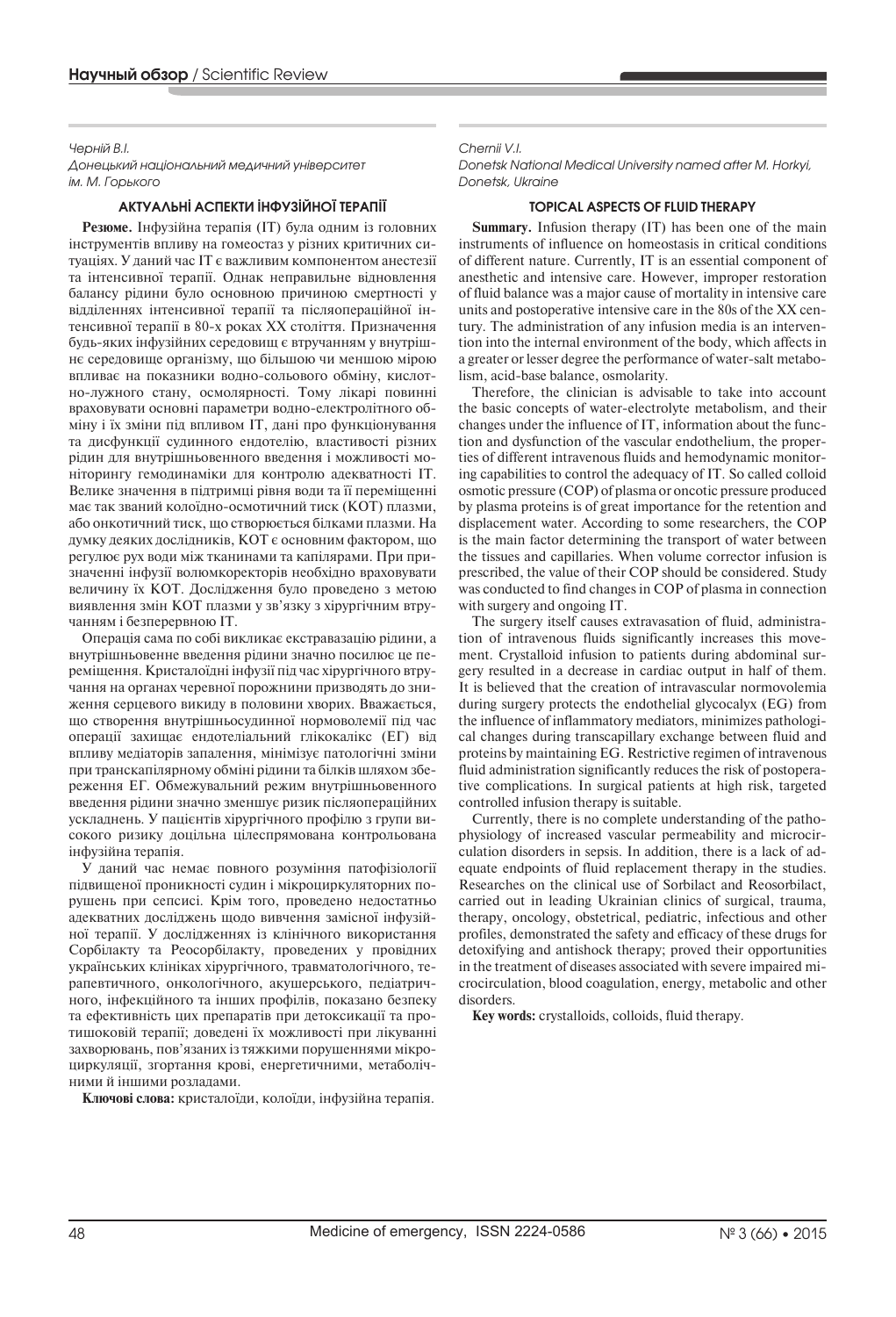*Черній В.І.*
*Донецький національний медичний університет ім. М. Горького*

### АКТУАЛЬНІ АСПЕКТИ ІНФУЗІЙНОЇ ТЕРАПІЇ

**Резюме.** Інфузійна терапія (ІТ) була одним із головних інструментів впливу на гомеостаз у різних критичних ситуаціях. У даний час ІТ є важливим компонентом анестезії та інтенсивної терапії. Однак неправильне відновлення балансу рідини було основною причиною смертності у відділеннях інтенсивної терапії та післяопераційної інтенсивної терапії в 80-х роках XX століття. Призначення будь-яких інфузійних середовищ є втручанням у внутрішнє середовище організму, що більшою чи меншою мірою впливає на показники водно-сольового обміну, кислотно-лужного стану, осмолярності. Тому лікарі повинні враховувати основні параметри водно-електролітного обміну і їх зміни під впливом ІТ, дані про функціонування та дисфункції судинного ендотелію, властивості різних рідин для внутрішньовенного введення і можливості моніторингу гемодинаміки для контролю адекватності ІТ. Велике значення в підтримці рівня води та її переміщенні має так званий колоїдно-осмотичний тиск (КОТ) плазми, або онкотичний тиск, що створюється білками плазми. На думку деяких дослідників, КОТ є основним фактором, що регулює рух води між тканинами та капілярами. При призначенні інфузії волюмкоректорів необхідно враховувати величину їх КОТ. Дослідження було проведено з метою виявлення змін КОТ плазми у зв'язку з хірургічним втручанням і безперервною ІТ.

Операція сама по собі викликає екстравазацію рідини, а внутрішньовенне введення рідини значно посилює це переміщення. Кристалоїдні інфузії під час хірургічного втручання на органах черевної порожнини призводять до зниження серцевого викиду в половини хворих. Вважається, що створення внутрішньосудинної нормоволемії під час операції захищає ендотеліальний глікокалікс (ЕГ) від впливу медіаторів запалення, мінімізує патологічні зміни при транскапілярному обміні рідини та білків шляхом збереження ЕГ. Обмежувальний режим внутрішньовенного введення рідини значно зменшує ризик післяопераційних ускладнень. У пацієнтів хірургічного профілю з групи високого ризику доцільна цілеспрямована контрольована інфузійна терапія.

У даний час немає повного розуміння патофізіології підвищеної проникності судин і мікроциркуляторних порушень при сепсисі. Крім того, проведено недостатньо адекватних досліджень щодо вивчення замісної інфузійної терапії. У дослідженнях із клінічного використання Сорбілакту та Реосорбілакту, проведених у провідних українських клініках хірургічного, травматологічного, терапевтичного, онкологічного, акушерського, педіатричного, інфекційного та інших профілів, показано безпеку та ефективність цих препаратів при детоксикації та протишоковій терапії; доведені їх можливості при лікуванні захворювань, пов'язаних із тяжкими порушеннями мікроциркуляції, згортання крові, енергетичними, метаболічними й іншими розладами.

**Ключові слова:** кристалоїди, колоїди, інфузійна терапія.

*Chernii V.I.*
*Donetsk National Medical University named after M. Horkyi, Donetsk, Ukraine*

### TOPICAL ASPECTS OF FLUID THERAPY

**Summary.** Infusion therapy (IT) has been one of the main instruments of influence on homeostasis in critical conditions of different nature. Currently, IT is an essential component of anesthetic and intensive care. However, improper restoration of fluid balance was a major cause of mortality in intensive care units and postoperative intensive care in the 80s of the XX century. The administration of any infusion media is an intervention into the internal environment of the body, which affects in a greater or lesser degree the performance of water-salt metabolism, acid-base balance, osmolarity.

Therefore, the clinician is advisable to take into account the basic concepts of water-electrolyte metabolism, and their changes under the influence of IT, information about the function and dysfunction of the vascular endothelium, the properties of different intravenous fluids and hemodynamic monitoring capabilities to control the adequacy of IT. So called colloid osmotic pressure (COP) of plasma or oncotic pressure produced by plasma proteins is of great importance for the retention and displacement water. According to some researchers, the COP is the main factor determining the transport of water between the tissues and capillaries. When volume corrector infusion is prescribed, the value of their COP should be considered. Study was conducted to find changes in COP of plasma in connection with surgery and ongoing IT.

The surgery itself causes extravasation of fluid, administration of intravenous fluids significantly increases this movement. Crystalloid infusion to patients during abdominal surgery resulted in a decrease in cardiac output in half of them. It is believed that the creation of intravascular normovolemia during surgery protects the endothelial glycocalyx (EG) from the influence of inflammatory mediators, minimizes pathological changes during transcapillary exchange between fluid and proteins by maintaining EG. Restrictive regimen of intravenous fluid administration significantly reduces the risk of postoperative complications. In surgical patients at high risk, targeted controlled infusion therapy is suitable.

Currently, there is no complete understanding of the pathophysiology of increased vascular permeability and microcirculation disorders in sepsis. In addition, there is a lack of adequate endpoints of fluid replacement therapy in the studies. Researches on the clinical use of Sorbilact and Reosorbilact, carried out in leading Ukrainian clinics of surgical, trauma, therapy, oncology, obstetrical, pediatric, infectious and other profiles, demonstrated the safety and efficacy of these drugs for detoxifying and antishock therapy; proved their opportunities in the treatment of diseases associated with severe impaired microcirculation, blood coagulation, energy, metabolic and other disorders.

**Key words:** crystalloids, colloids, fluid therapy.